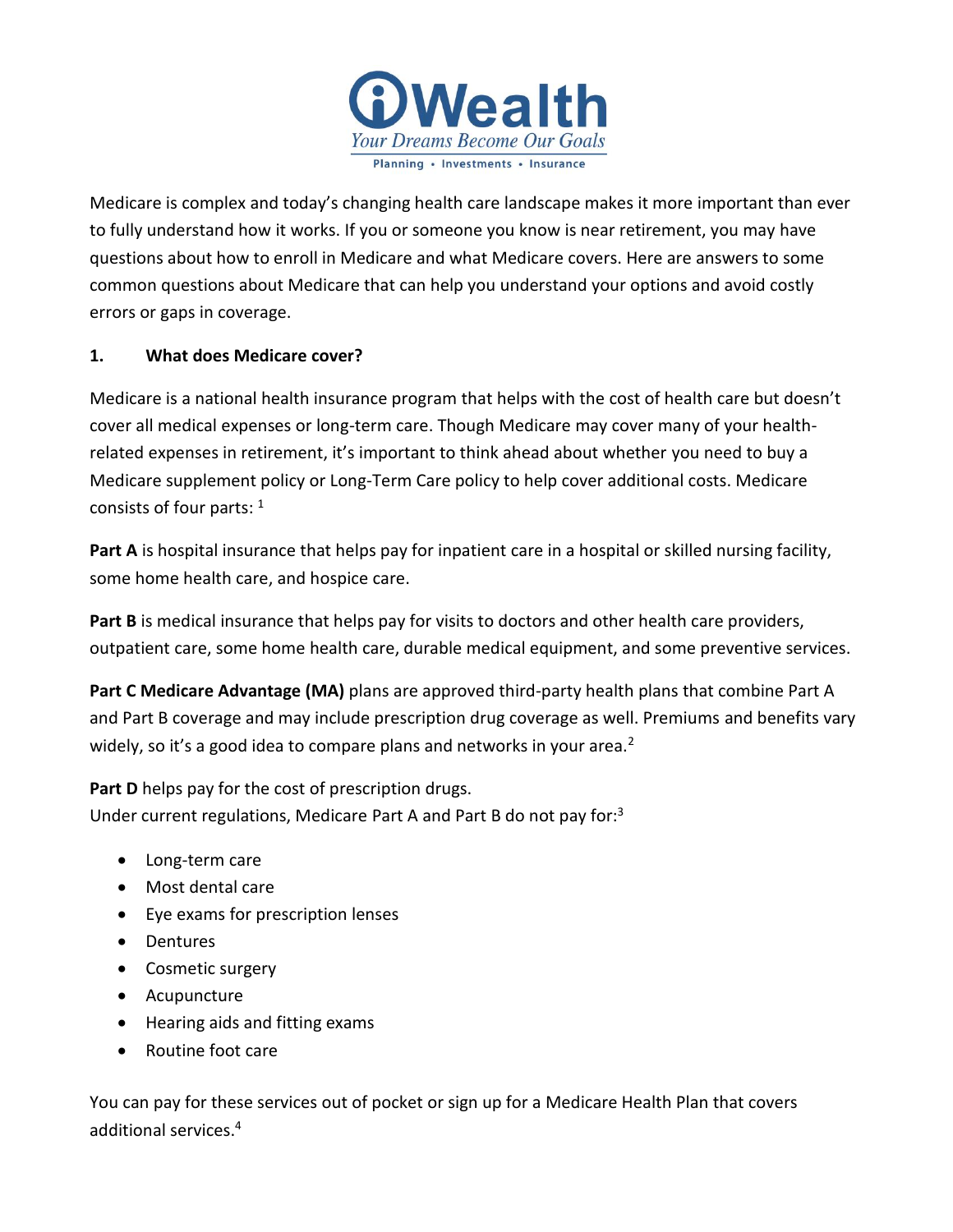# iWealth

*Your Dreams Become Our Goals*

Planning • Investments • Insurance

Medicare is complex and today's changing health care landscape makes it more important than ever to fully understand how it works. If you or someone you know is near retirement, you may have questions about how to enroll in Medicare and what Medicare covers. Here are answers to some common questions about Medicare that can help you understand your options and avoid costly errors or gaps in coverage.

**1. What does Medicare cover?**

Medicare is a national health insurance program that helps with the cost of health care but doesn't cover all medical expenses or long-term care. Though Medicare may cover many of your health-related expenses in retirement, it's important to think ahead about whether you need to buy a Medicare supplement policy or Long-Term Care policy to help cover additional costs. Medicare consists of four parts: [1]

**Part A** is hospital insurance that helps pay for inpatient care in a hospital or skilled nursing facility, some home health care, and hospice care.

**Part B** is medical insurance that helps pay for visits to doctors and other health care providers, outpatient care, some home health care, durable medical equipment, and some preventive services.

**Part C Medicare Advantage (MA)** plans are approved third-party health plans that combine Part A and Part B coverage and may include prescription drug coverage as well. Premiums and benefits vary widely, so it's a good idea to compare plans and networks in your area.[2]

**Part D** helps pay for the cost of prescription drugs.
Under current regulations, Medicare Part A and Part B do not pay for:[3]

- Long-term care
- Most dental care
- Eye exams for prescription lenses
- Dentures
- Cosmetic surgery
- Acupuncture
- Hearing aids and fitting exams
- Routine foot care

You can pay for these services out of pocket or sign up for a Medicare Health Plan that covers additional services.[4]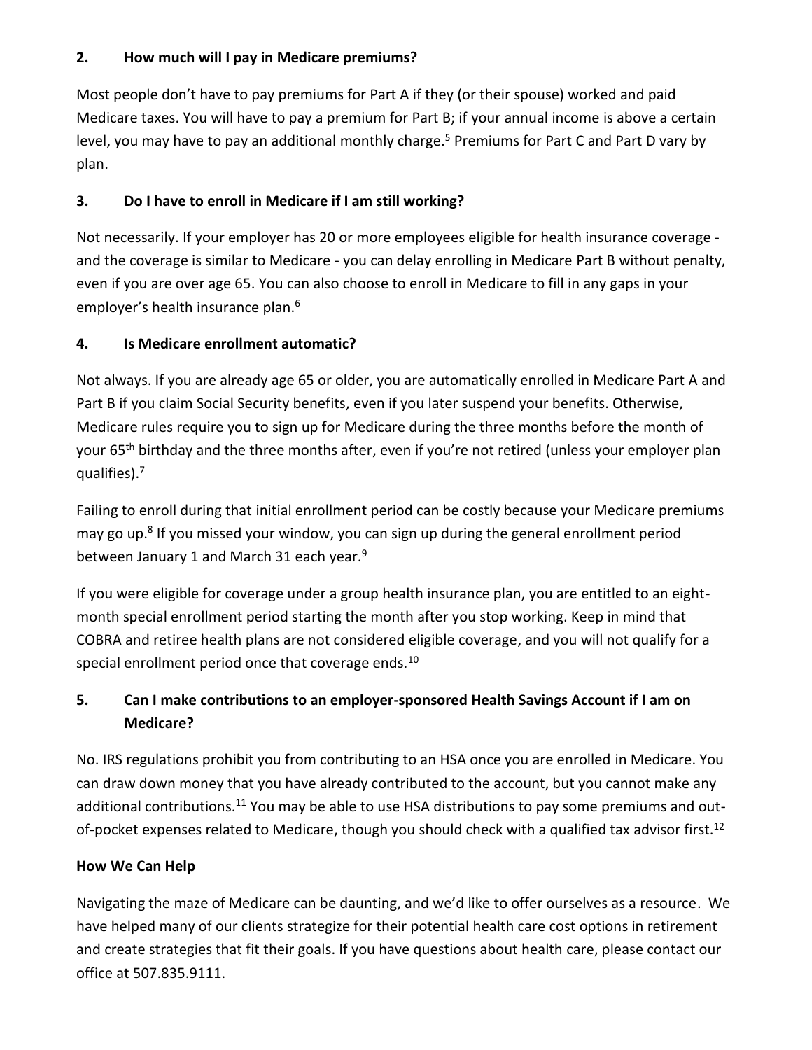### 2. How much will I pay in Medicare premiums?

Most people don't have to pay premiums for Part A if they (or their spouse) worked and paid Medicare taxes. You will have to pay a premium for Part B; if your annual income is above a certain level, you may have to pay an additional monthly charge.[5] Premiums for Part C and Part D vary by plan.

### 3. Do I have to enroll in Medicare if I am still working?

Not necessarily. If your employer has 20 or more employees eligible for health insurance coverage - and the coverage is similar to Medicare - you can delay enrolling in Medicare Part B without penalty, even if you are over age 65. You can also choose to enroll in Medicare to fill in any gaps in your employer's health insurance plan.[6]

### 4. Is Medicare enrollment automatic?

Not always. If you are already age 65 or older, you are automatically enrolled in Medicare Part A and Part B if you claim Social Security benefits, even if you later suspend your benefits. Otherwise, Medicare rules require you to sign up for Medicare during the three months before the month of your 65th birthday and the three months after, even if you're not retired (unless your employer plan qualifies).[7]

Failing to enroll during that initial enrollment period can be costly because your Medicare premiums may go up.[8] If you missed your window, you can sign up during the general enrollment period between January 1 and March 31 each year.[9]

If you were eligible for coverage under a group health insurance plan, you are entitled to an eight-month special enrollment period starting the month after you stop working. Keep in mind that COBRA and retiree health plans are not considered eligible coverage, and you will not qualify for a special enrollment period once that coverage ends.[10]

### 5. Can I make contributions to an employer-sponsored Health Savings Account if I am on Medicare?

No. IRS regulations prohibit you from contributing to an HSA once you are enrolled in Medicare. You can draw down money that you have already contributed to the account, but you cannot make any additional contributions.[11] You may be able to use HSA distributions to pay some premiums and out-of-pocket expenses related to Medicare, though you should check with a qualified tax advisor first.[12]

### How We Can Help

Navigating the maze of Medicare can be daunting, and we'd like to offer ourselves as a resource. We have helped many of our clients strategize for their potential health care cost options in retirement and create strategies that fit their goals. If you have questions about health care, please contact our office at 507.835.9111.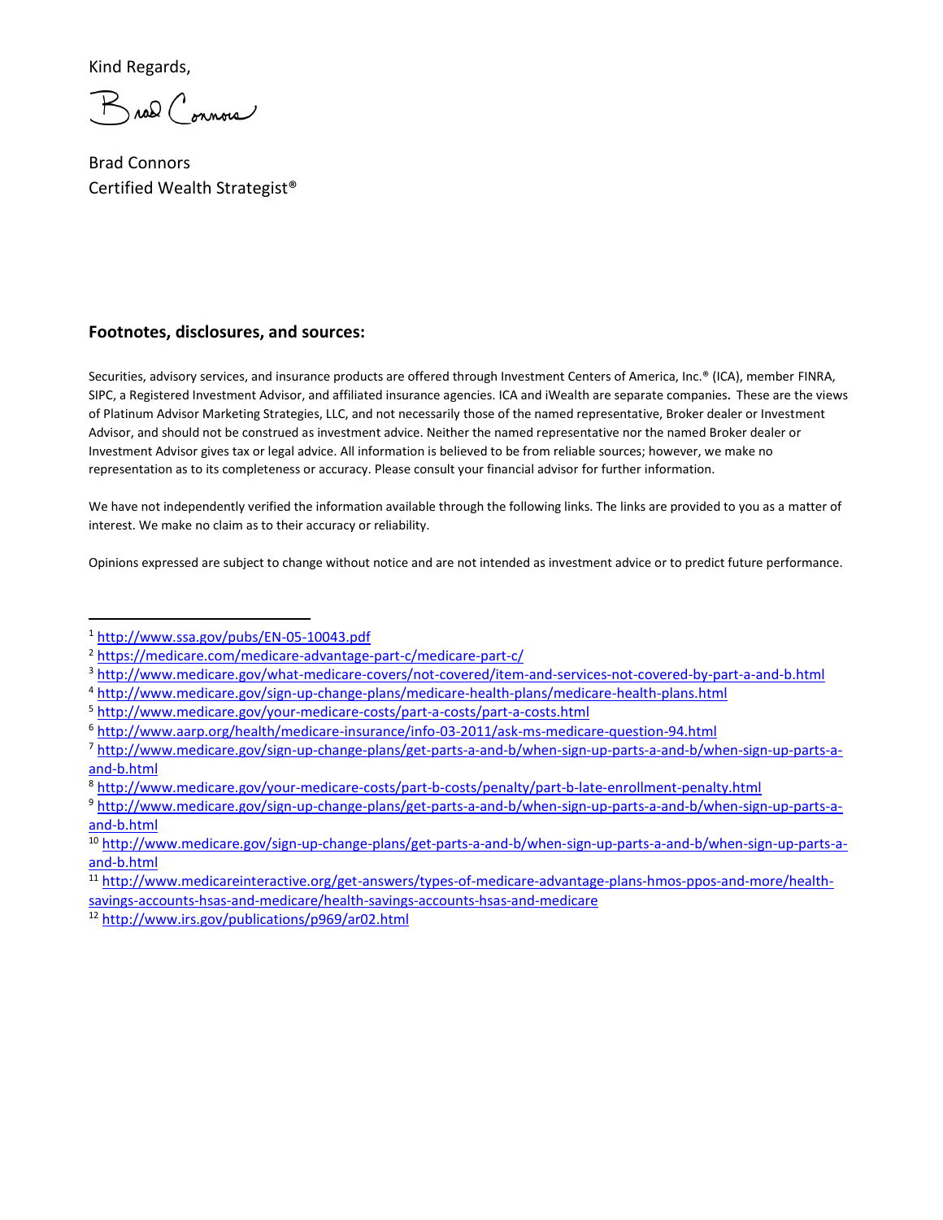Kind Regards,

Brad Connors

Brad Connors
Certified Wealth Strategist®

### Footnotes, disclosures, and sources:

Securities, advisory services, and insurance products are offered through Investment Centers of America, Inc.® (ICA), member FINRA, SIPC, a Registered Investment Advisor, and affiliated insurance agencies. ICA and iWealth are separate companies. These are the views of Platinum Advisor Marketing Strategies, LLC, and not necessarily those of the named representative, Broker dealer or Investment Advisor, and should not be construed as investment advice. Neither the named representative nor the named Broker dealer or Investment Advisor gives tax or legal advice. All information is believed to be from reliable sources; however, we make no representation as to its completeness or accuracy. Please consult your financial advisor for further information.

We have not independently verified the information available through the following links. The links are provided to you as a matter of interest. We make no claim as to their accuracy or reliability.

Opinions expressed are subject to change without notice and are not intended as investment advice or to predict future performance.

---

[1] http://www.ssa.gov/pubs/EN-05-10043.pdf

[2] https://medicare.com/medicare-advantage-part-c/medicare-part-c/

[3] http://www.medicare.gov/what-medicare-covers/not-covered/item-and-services-not-covered-by-part-a-and-b.html

[4] http://www.medicare.gov/sign-up-change-plans/medicare-health-plans/medicare-health-plans.html

[5] http://www.medicare.gov/your-medicare-costs/part-a-costs/part-a-costs.html

[6] http://www.aarp.org/health/medicare-insurance/info-03-2011/ask-ms-medicare-question-94.html

[7] http://www.medicare.gov/sign-up-change-plans/get-parts-a-and-b/when-sign-up-parts-a-and-b/when-sign-up-parts-a-and-b.html

[8] http://www.medicare.gov/your-medicare-costs/part-b-costs/penalty/part-b-late-enrollment-penalty.html

[9] http://www.medicare.gov/sign-up-change-plans/get-parts-a-and-b/when-sign-up-parts-a-and-b/when-sign-up-parts-a-and-b.html

[10] http://www.medicare.gov/sign-up-change-plans/get-parts-a-and-b/when-sign-up-parts-a-and-b/when-sign-up-parts-a-and-b.html

[11] http://www.medicareinteractive.org/get-answers/types-of-medicare-advantage-plans-hmos-ppos-and-more/health-savings-accounts-hsas-and-medicare/health-savings-accounts-hsas-and-medicare

[12] http://www.irs.gov/publications/p969/ar02.html